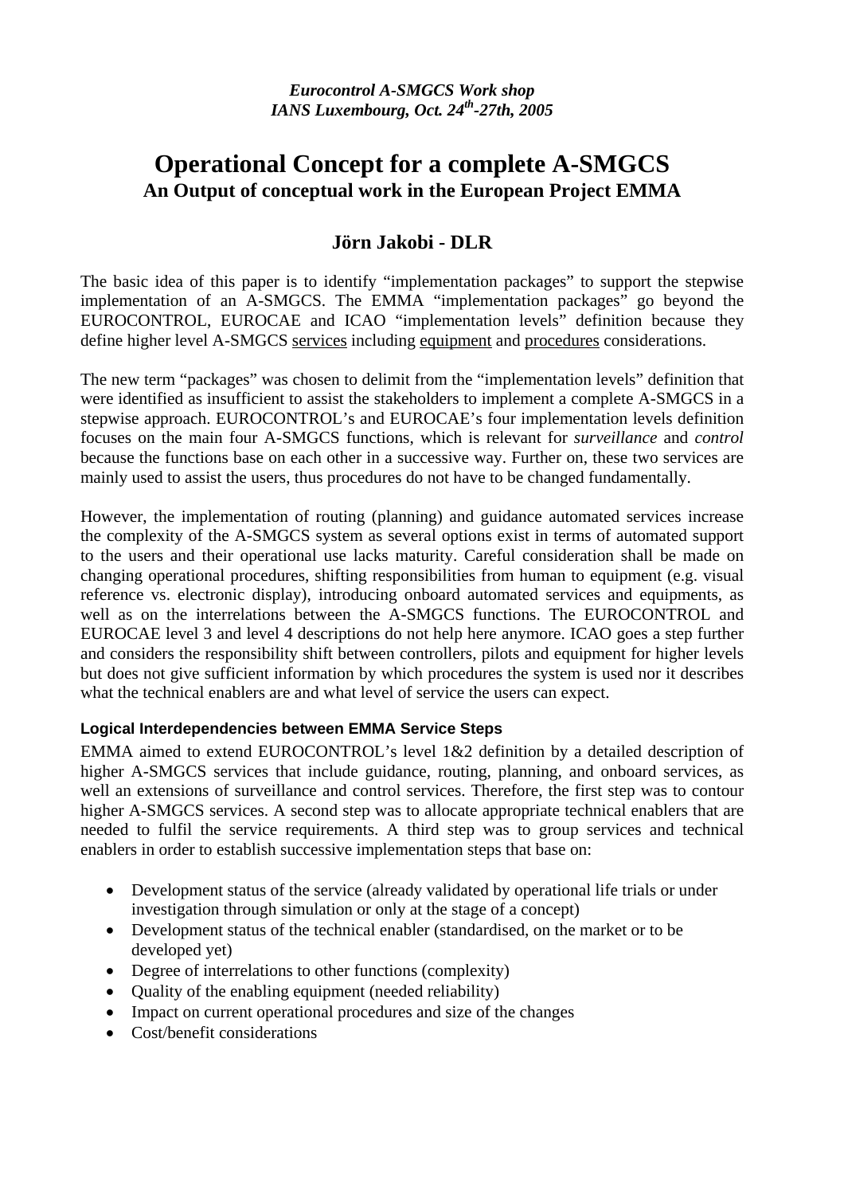*Eurocontrol A-SMGCS Work shop*
*IANS Luxembourg, Oct. 24th-27th, 2005*

# Operational Concept for a complete A-SMGCS

## An Output of conceptual work in the European Project EMMA

## Jörn Jakobi - DLR

The basic idea of this paper is to identify "implementation packages" to support the stepwise implementation of an A-SMGCS. The EMMA "implementation packages" go beyond the EUROCONTROL, EUROCAE and ICAO "implementation levels" definition because they define higher level A-SMGCS services including equipment and procedures considerations.

The new term "packages" was chosen to delimit from the "implementation levels" definition that were identified as insufficient to assist the stakeholders to implement a complete A-SMGCS in a stepwise approach. EUROCONTROL's and EUROCAE's four implementation levels definition focuses on the main four A-SMGCS functions, which is relevant for *surveillance* and *control* because the functions base on each other in a successive way. Further on, these two services are mainly used to assist the users, thus procedures do not have to be changed fundamentally.

However, the implementation of routing (planning) and guidance automated services increase the complexity of the A-SMGCS system as several options exist in terms of automated support to the users and their operational use lacks maturity. Careful consideration shall be made on changing operational procedures, shifting responsibilities from human to equipment (e.g. visual reference vs. electronic display), introducing onboard automated services and equipments, as well as on the interrelations between the A-SMGCS functions. The EUROCONTROL and EUROCAE level 3 and level 4 descriptions do not help here anymore. ICAO goes a step further and considers the responsibility shift between controllers, pilots and equipment for higher levels but does not give sufficient information by which procedures the system is used nor it describes what the technical enablers are and what level of service the users can expect.

### Logical Interdependencies between EMMA Service Steps

EMMA aimed to extend EUROCONTROL's level 1&2 definition by a detailed description of higher A-SMGCS services that include guidance, routing, planning, and onboard services, as well an extensions of surveillance and control services. Therefore, the first step was to contour higher A-SMGCS services. A second step was to allocate appropriate technical enablers that are needed to fulfil the service requirements. A third step was to group services and technical enablers in order to establish successive implementation steps that base on:

- Development status of the service (already validated by operational life trials or under investigation through simulation or only at the stage of a concept)
- Development status of the technical enabler (standardised, on the market or to be developed yet)
- Degree of interrelations to other functions (complexity)
- Quality of the enabling equipment (needed reliability)
- Impact on current operational procedures and size of the changes
- Cost/benefit considerations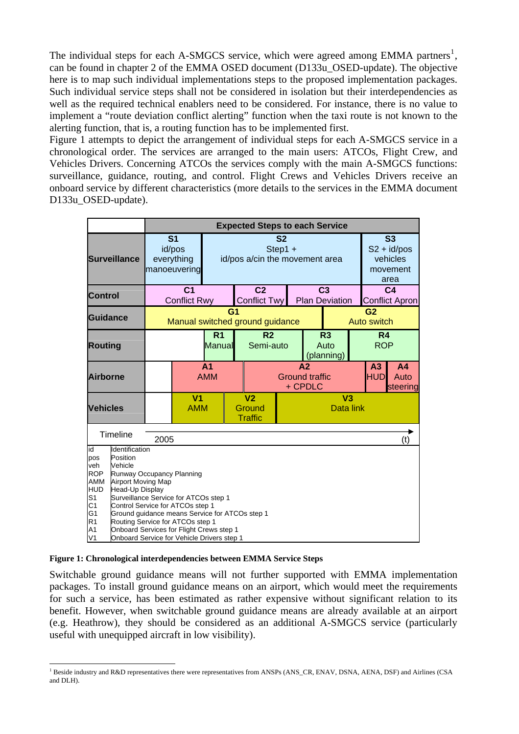The individual steps for each A-SMGCS service, which were agreed among EMMA partners[1], can be found in chapter 2 of the EMMA OSED document (D133u_OSED-update). The objective here is to map such individual implementations steps to the proposed implementation packages. Such individual service steps shall not be considered in isolation but their interdependencies as well as the required technical enablers need to be considered. For instance, there is no value to implement a "route deviation conflict alerting" function when the taxi route is not known to the alerting function, that is, a routing function has to be implemented first.

Figure 1 attempts to depict the arrangement of individual steps for each A-SMGCS service in a chronological order. The services are arranged to the main users: ATCOs, Flight Crew, and Vehicles Drivers. Concerning ATCOs the services comply with the main A-SMGCS functions: surveillance, guidance, routing, and control. Flight Crews and Vehicles Drivers receive an onboard service by different characteristics (more details to the services in the EMMA document D133u_OSED-update).

| | Expected Steps to each Service | | | |
|---|---|---|---|---|
| **Surveillance** | **S1** id/pos everything manoeuvering | **S2** Step1 + id/pos a/cin the movement area | | **S3** S2 + id/pos vehicles movement area |
| **Control** | **C1** Conflict Rwy | **C2** Conflict Twy | **C3** Plan Deviation | **C4** Conflict Apron |
| **Guidance** | **G1** Manual switched ground guidance | | **G2** Auto switch | |
| **Routing** | | **R1** Manual | **R2** Semi-auto | **R3** Auto (planning) | **R4** ROP |
| **Airborne** | | **A1** AMM | **A2** Ground traffic + CPDLC | **A3** HUD | **A4** Auto steering |
| **Vehicles** | | **V1** AMM | **V2** Ground Traffic | **V3** Data link |
| Timeline | 2005 → (t) | | | |

| | |
|---|---|
| id | Identification |
| pos | Position |
| veh | Vehicle |
| ROP | Runway Occupancy Planning |
| AMM | Airport Moving Map |
| HUD | Head-Up Display |
| S1 | Surveillance Service for ATCOs step 1 |
| C1 | Control Service for ATCOs step 1 |
| G1 | Ground guidance means Service for ATCOs step 1 |
| R1 | Routing Service for ATCOs step 1 |
| A1 | Onboard Services for Flight Crews step 1 |
| V1 | Onboard Service for Vehicle Drivers step 1 |

**Figure 1: Chronological interdependencies between EMMA Service Steps**

Switchable ground guidance means will not further supported with EMMA implementation packages. To install ground guidance means on an airport, which would meet the requirements for such a service, has been estimated as rather expensive without significant relation to its benefit. However, when switchable ground guidance means are already available at an airport (e.g. Heathrow), they should be considered as an additional A-SMGCS service (particularly useful with unequipped aircraft in low visibility).

[1] Beside industry and R&D representatives there were representatives from ANSPs (ANS_CR, ENAV, DSNA, AENA, DSF) and Airlines (CSA and DLH).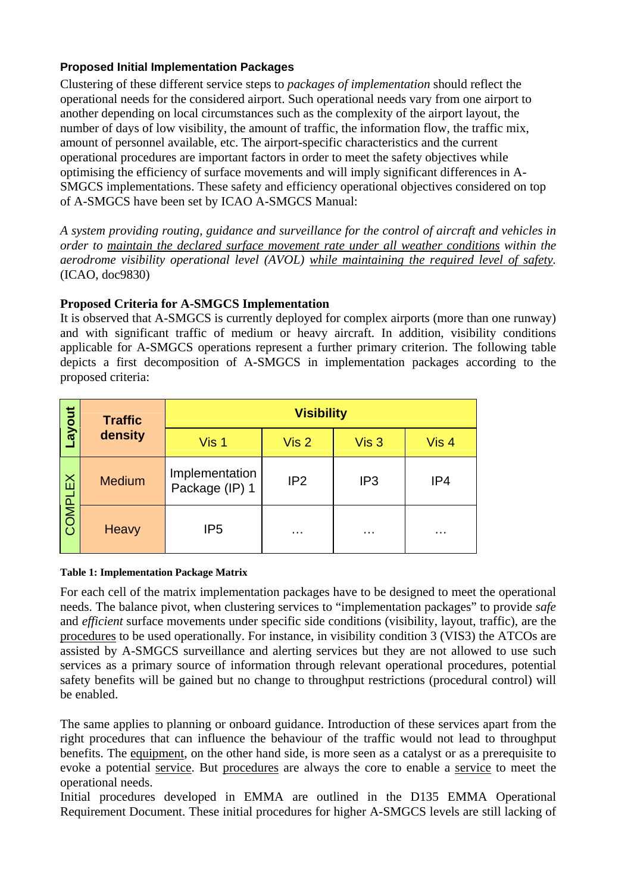### Proposed Initial Implementation Packages

Clustering of these different service steps to *packages of implementation* should reflect the operational needs for the considered airport. Such operational needs vary from one airport to another depending on local circumstances such as the complexity of the airport layout, the number of days of low visibility, the amount of traffic, the information flow, the traffic mix, amount of personnel available, etc. The airport-specific characteristics and the current operational procedures are important factors in order to meet the safety objectives while optimising the efficiency of surface movements and will imply significant differences in A-SMGCS implementations. These safety and efficiency operational objectives considered on top of A-SMGCS have been set by ICAO A-SMGCS Manual:

*A system providing routing, guidance and surveillance for the control of aircraft and vehicles in order to maintain the declared surface movement rate under all weather conditions within the aerodrome visibility operational level (AVOL) while maintaining the required level of safety.* (ICAO, doc9830)

**Proposed Criteria for A-SMGCS Implementation**

It is observed that A-SMGCS is currently deployed for complex airports (more than one runway) and with significant traffic of medium or heavy aircraft. In addition, visibility conditions applicable for A-SMGCS operations represent a further primary criterion. The following table depicts a first decomposition of A-SMGCS in implementation packages according to the proposed criteria:

| Layout | Traffic density | Visibility | | | |
|---|---|---|---|---|---|
| | | Vis 1 | Vis 2 | Vis 3 | Vis 4 |
| COMPLEX | Medium | Implementation Package (IP) 1 | IP2 | IP3 | IP4 |
| | Heavy | IP5 | … | … | … |

**Table 1: Implementation Package Matrix**

For each cell of the matrix implementation packages have to be designed to meet the operational needs. The balance pivot, when clustering services to "implementation packages" to provide *safe* and *efficient* surface movements under specific side conditions (visibility, layout, traffic), are the procedures to be used operationally. For instance, in visibility condition 3 (VIS3) the ATCOs are assisted by A-SMGCS surveillance and alerting services but they are not allowed to use such services as a primary source of information through relevant operational procedures, potential safety benefits will be gained but no change to throughput restrictions (procedural control) will be enabled.

The same applies to planning or onboard guidance. Introduction of these services apart from the right procedures that can influence the behaviour of the traffic would not lead to throughput benefits. The equipment, on the other hand side, is more seen as a catalyst or as a prerequisite to evoke a potential service. But procedures are always the core to enable a service to meet the operational needs.

Initial procedures developed in EMMA are outlined in the D135 EMMA Operational Requirement Document. These initial procedures for higher A-SMGCS levels are still lacking of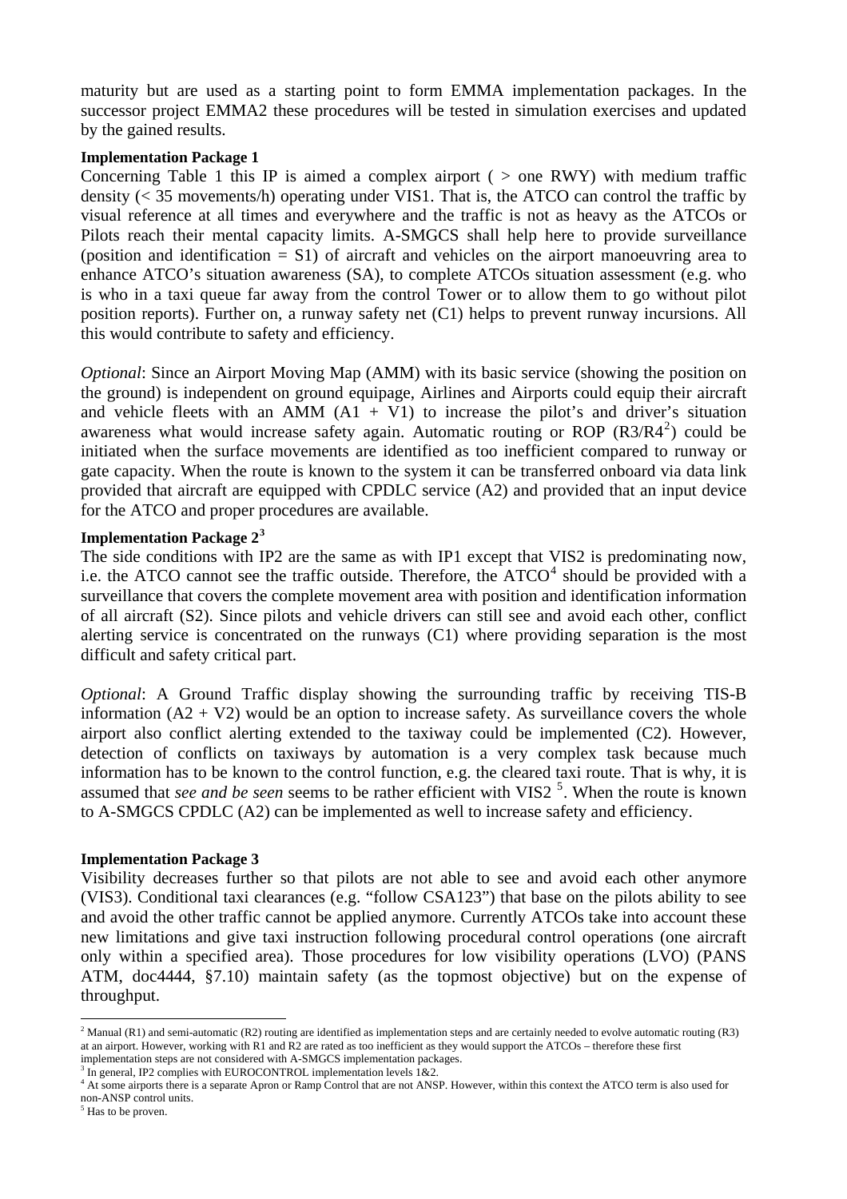maturity but are used as a starting point to form EMMA implementation packages. In the successor project EMMA2 these procedures will be tested in simulation exercises and updated by the gained results.

**Implementation Package 1**

Concerning Table 1 this IP is aimed a complex airport ( > one RWY) with medium traffic density (< 35 movements/h) operating under VIS1. That is, the ATCO can control the traffic by visual reference at all times and everywhere and the traffic is not as heavy as the ATCOs or Pilots reach their mental capacity limits. A-SMGCS shall help here to provide surveillance (position and identification = S1) of aircraft and vehicles on the airport manoeuvring area to enhance ATCO's situation awareness (SA), to complete ATCOs situation assessment (e.g. who is who in a taxi queue far away from the control Tower or to allow them to go without pilot position reports). Further on, a runway safety net (C1) helps to prevent runway incursions. All this would contribute to safety and efficiency.

*Optional*: Since an Airport Moving Map (AMM) with its basic service (showing the position on the ground) is independent on ground equipage, Airlines and Airports could equip their aircraft and vehicle fleets with an AMM (A1 + V1) to increase the pilot's and driver's situation awareness what would increase safety again. Automatic routing or ROP (R3/R4[2]) could be initiated when the surface movements are identified as too inefficient compared to runway or gate capacity. When the route is known to the system it can be transferred onboard via data link provided that aircraft are equipped with CPDLC service (A2) and provided that an input device for the ATCO and proper procedures are available.

**Implementation Package 2[3]**

The side conditions with IP2 are the same as with IP1 except that VIS2 is predominating now, i.e. the ATCO cannot see the traffic outside. Therefore, the ATCO[4] should be provided with a surveillance that covers the complete movement area with position and identification information of all aircraft (S2). Since pilots and vehicle drivers can still see and avoid each other, conflict alerting service is concentrated on the runways (C1) where providing separation is the most difficult and safety critical part.

*Optional*: A Ground Traffic display showing the surrounding traffic by receiving TIS-B information (A2 + V2) would be an option to increase safety. As surveillance covers the whole airport also conflict alerting extended to the taxiway could be implemented (C2). However, detection of conflicts on taxiways by automation is a very complex task because much information has to be known to the control function, e.g. the cleared taxi route. That is why, it is assumed that *see and be seen* seems to be rather efficient with VIS2 [5]. When the route is known to A-SMGCS CPDLC (A2) can be implemented as well to increase safety and efficiency.

**Implementation Package 3**

Visibility decreases further so that pilots are not able to see and avoid each other anymore (VIS3). Conditional taxi clearances (e.g. "follow CSA123") that base on the pilots ability to see and avoid the other traffic cannot be applied anymore. Currently ATCOs take into account these new limitations and give taxi instruction following procedural control operations (one aircraft only within a specified area). Those procedures for low visibility operations (LVO) (PANS ATM, doc4444, §7.10) maintain safety (as the topmost objective) but on the expense of throughput.

---

[2] Manual (R1) and semi-automatic (R2) routing are identified as implementation steps and are certainly needed to evolve automatic routing (R3) at an airport. However, working with R1 and R2 are rated as too inefficient as they would support the ATCOs – therefore these first implementation steps are not considered with A-SMGCS implementation packages.

[3] In general, IP2 complies with EUROCONTROL implementation levels 1&2.

[4] At some airports there is a separate Apron or Ramp Control that are not ANSP. However, within this context the ATCO term is also used for non-ANSP control units.

[5] Has to be proven.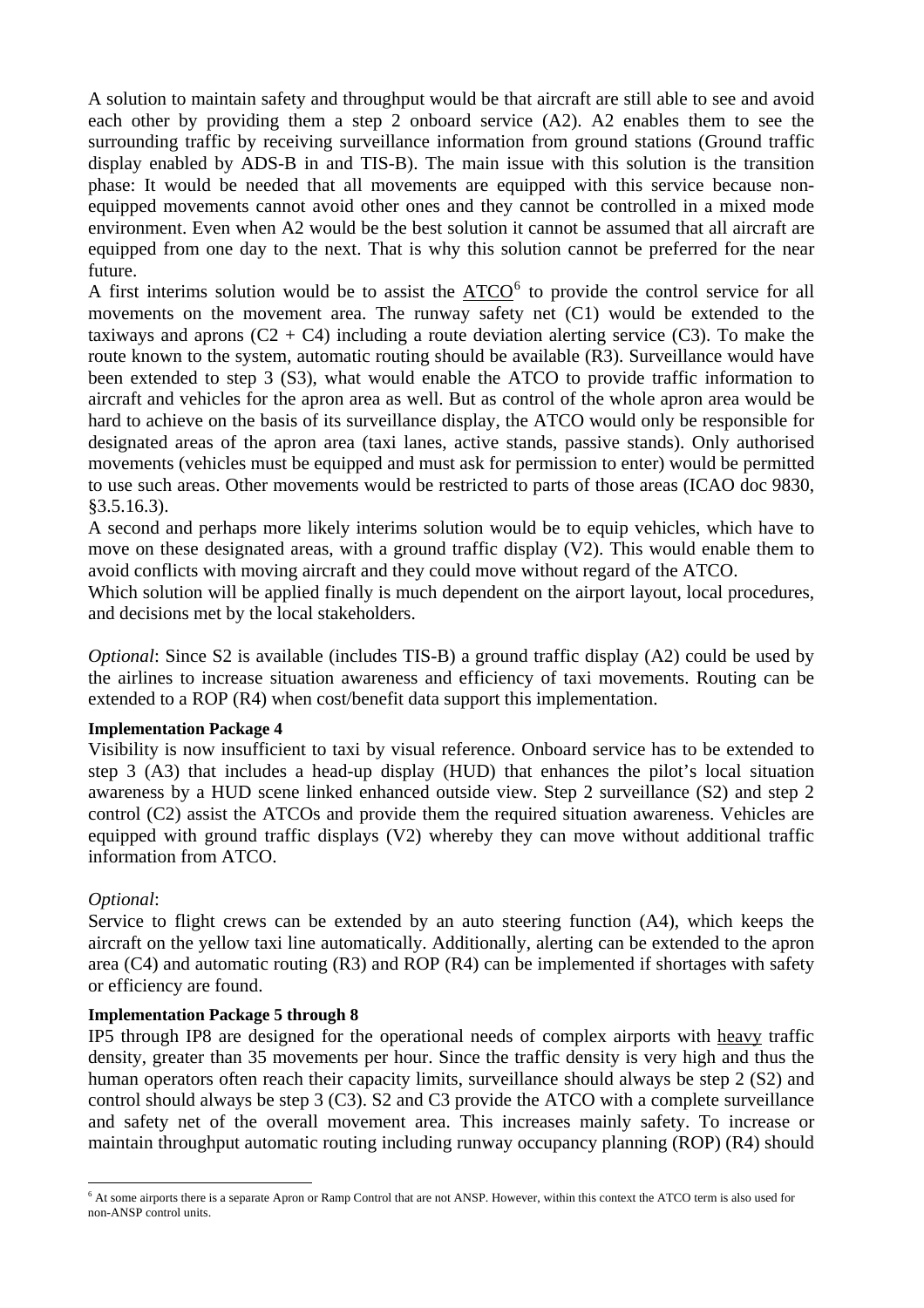A solution to maintain safety and throughput would be that aircraft are still able to see and avoid each other by providing them a step 2 onboard service (A2). A2 enables them to see the surrounding traffic by receiving surveillance information from ground stations (Ground traffic display enabled by ADS-B in and TIS-B). The main issue with this solution is the transition phase: It would be needed that all movements are equipped with this service because non-equipped movements cannot avoid other ones and they cannot be controlled in a mixed mode environment. Even when A2 would be the best solution it cannot be assumed that all aircraft are equipped from one day to the next. That is why this solution cannot be preferred for the near future.

A first interims solution would be to assist the ATCO[6] to provide the control service for all movements on the movement area. The runway safety net (C1) would be extended to the taxiways and aprons (C2 + C4) including a route deviation alerting service (C3). To make the route known to the system, automatic routing should be available (R3). Surveillance would have been extended to step 3 (S3), what would enable the ATCO to provide traffic information to aircraft and vehicles for the apron area as well. But as control of the whole apron area would be hard to achieve on the basis of its surveillance display, the ATCO would only be responsible for designated areas of the apron area (taxi lanes, active stands, passive stands). Only authorised movements (vehicles must be equipped and must ask for permission to enter) would be permitted to use such areas. Other movements would be restricted to parts of those areas (ICAO doc 9830, §3.5.16.3).

A second and perhaps more likely interims solution would be to equip vehicles, which have to move on these designated areas, with a ground traffic display (V2). This would enable them to avoid conflicts with moving aircraft and they could move without regard of the ATCO.

Which solution will be applied finally is much dependent on the airport layout, local procedures, and decisions met by the local stakeholders.

*Optional*: Since S2 is available (includes TIS-B) a ground traffic display (A2) could be used by the airlines to increase situation awareness and efficiency of taxi movements. Routing can be extended to a ROP (R4) when cost/benefit data support this implementation.

**Implementation Package 4**

Visibility is now insufficient to taxi by visual reference. Onboard service has to be extended to step 3 (A3) that includes a head-up display (HUD) that enhances the pilot's local situation awareness by a HUD scene linked enhanced outside view. Step 2 surveillance (S2) and step 2 control (C2) assist the ATCOs and provide them the required situation awareness. Vehicles are equipped with ground traffic displays (V2) whereby they can move without additional traffic information from ATCO.

*Optional*:

Service to flight crews can be extended by an auto steering function (A4), which keeps the aircraft on the yellow taxi line automatically. Additionally, alerting can be extended to the apron area (C4) and automatic routing (R3) and ROP (R4) can be implemented if shortages with safety or efficiency are found.

**Implementation Package 5 through 8**

IP5 through IP8 are designed for the operational needs of complex airports with heavy traffic density, greater than 35 movements per hour. Since the traffic density is very high and thus the human operators often reach their capacity limits, surveillance should always be step 2 (S2) and control should always be step 3 (C3). S2 and C3 provide the ATCO with a complete surveillance and safety net of the overall movement area. This increases mainly safety. To increase or maintain throughput automatic routing including runway occupancy planning (ROP) (R4) should

[6] At some airports there is a separate Apron or Ramp Control that are not ANSP. However, within this context the ATCO term is also used for non-ANSP control units.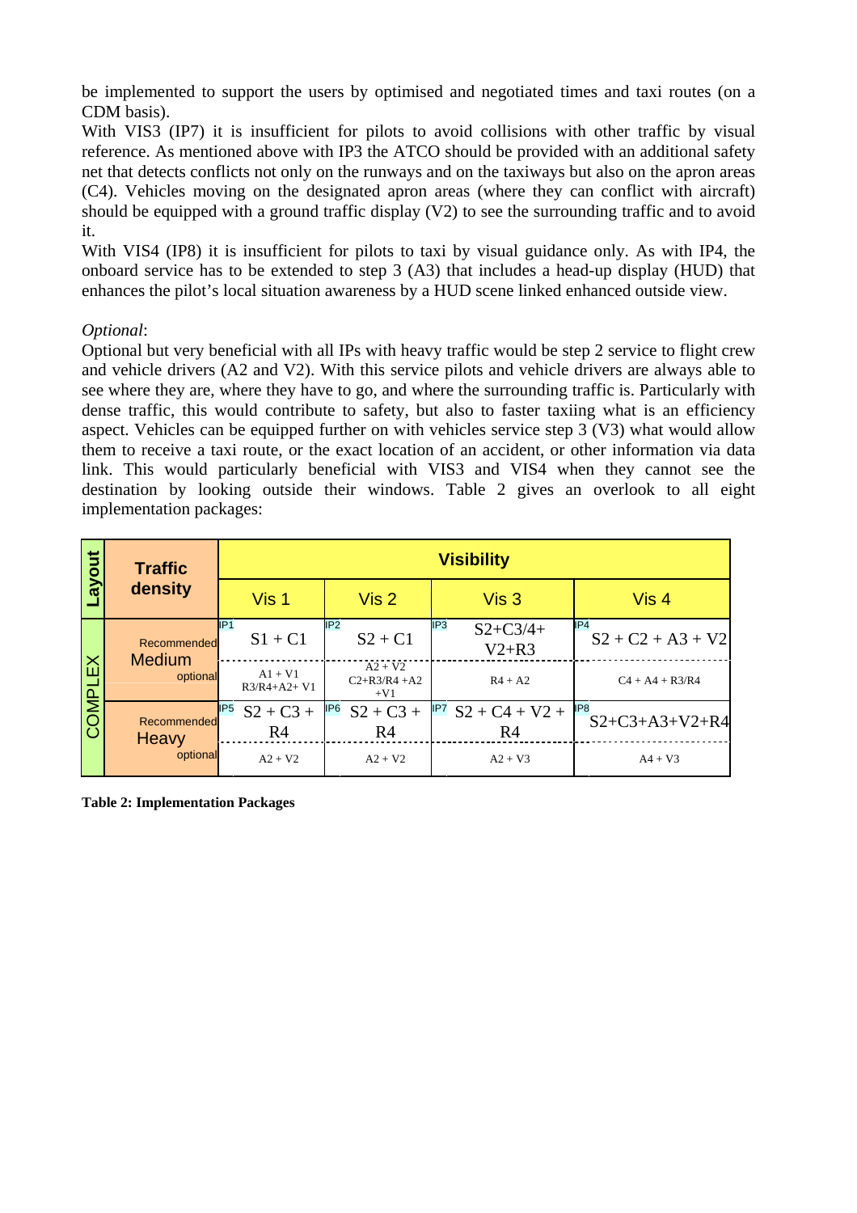be implemented to support the users by optimised and negotiated times and taxi routes (on a CDM basis).

With VIS3 (IP7) it is insufficient for pilots to avoid collisions with other traffic by visual reference. As mentioned above with IP3 the ATCO should be provided with an additional safety net that detects conflicts not only on the runways and on the taxiways but also on the apron areas (C4). Vehicles moving on the designated apron areas (where they can conflict with aircraft) should be equipped with a ground traffic display (V2) to see the surrounding traffic and to avoid it.

With VIS4 (IP8) it is insufficient for pilots to taxi by visual guidance only. As with IP4, the onboard service has to be extended to step 3 (A3) that includes a head-up display (HUD) that enhances the pilot's local situation awareness by a HUD scene linked enhanced outside view.

*Optional*:

Optional but very beneficial with all IPs with heavy traffic would be step 2 service to flight crew and vehicle drivers (A2 and V2). With this service pilots and vehicle drivers are always able to see where they are, where they have to go, and where the surrounding traffic is. Particularly with dense traffic, this would contribute to safety, but also to faster taxiing what is an efficiency aspect. Vehicles can be equipped further on with vehicles service step 3 (V3) what would allow them to receive a taxi route, or the exact location of an accident, or other information via data link. This would particularly beneficial with VIS3 and VIS4 when they cannot see the destination by looking outside their windows. Table 2 gives an overlook to all eight implementation packages:

| Layout | Traffic density | | Visibility | | | |
|---|---|---|---|---|---|---|
| | | | Vis 1 | Vis 2 | Vis 3 | Vis 4 |
| COMPLEX | Medium | Recommended | IP1 S1 + C1 | IP2 S2 + C1 | IP3 S2+C3/4+ V2+R3 | IP4 S2 + C2 + A3 + V2 |
| | | optional | A1 + V1 R3/R4+A2+ V1 | A2 + V2 C2+R3/R4 +A2 +V1 | R4 + A2 | C4 + A4 + R3/R4 |
| | Heavy | Recommended | IP5 S2 + C3 + R4 | IP6 S2 + C3 + R4 | IP7 S2 + C4 + V2 + R4 | IP8 S2+C3+A3+V2+R4 |
| | | optional | A2 + V2 | A2 + V2 | A2 + V3 | A4 + V3 |

**Table 2: Implementation Packages**